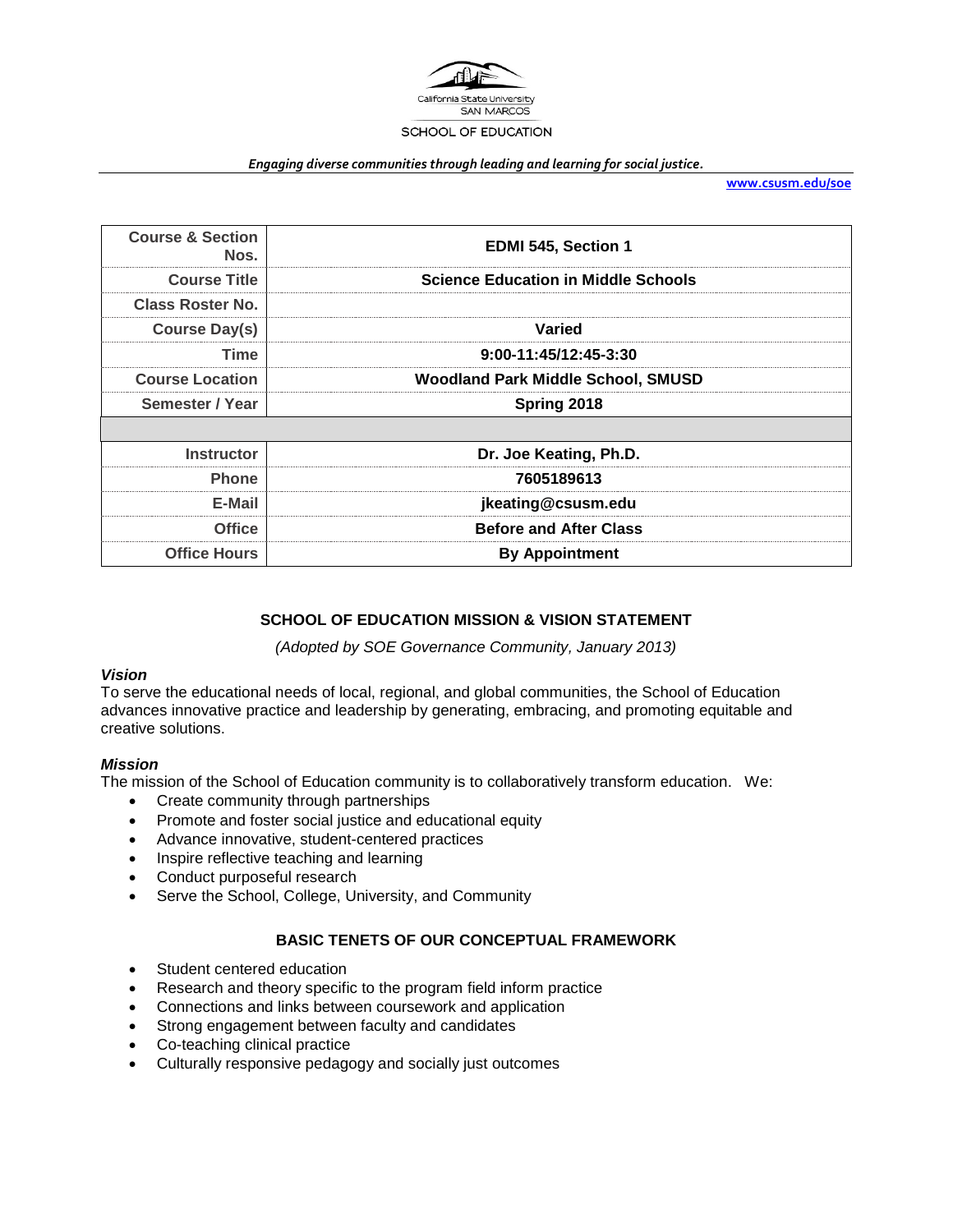California State University SAN MARCOS

SCHOOL OF EDUCATION

***Engaging diverse communities through leading and learning for social justice.***

**www.csusm.edu/soe**

| | |
|---|---|
| **Course & Section Nos.** | **EDMI 545, Section 1** |
| **Course Title** | **Science Education in Middle Schools** |
| **Class Roster No.** | |
| **Course Day(s)** | **Varied** |
| **Time** | **9:00-11:45/12:45-3:30** |
| **Course Location** | **Woodland Park Middle School, SMUSD** |
| **Semester / Year** | **Spring 2018** |
| | |
| **Instructor** | **Dr. Joe Keating, Ph.D.** |
| **Phone** | **7605189613** |
| **E-Mail** | **jkeating@csusm.edu** |
| **Office** | **Before and After Class** |
| **Office Hours** | **By Appointment** |

## SCHOOL OF EDUCATION MISSION & VISION STATEMENT

*(Adopted by SOE Governance Community, January 2013)*

### *Vision*

To serve the educational needs of local, regional, and global communities, the School of Education advances innovative practice and leadership by generating, embracing, and promoting equitable and creative solutions.

### *Mission*

The mission of the School of Education community is to collaboratively transform education. We:

- Create community through partnerships
- Promote and foster social justice and educational equity
- Advance innovative, student-centered practices
- Inspire reflective teaching and learning
- Conduct purposeful research
- Serve the School, College, University, and Community

## BASIC TENETS OF OUR CONCEPTUAL FRAMEWORK

- Student centered education
- Research and theory specific to the program field inform practice
- Connections and links between coursework and application
- Strong engagement between faculty and candidates
- Co-teaching clinical practice
- Culturally responsive pedagogy and socially just outcomes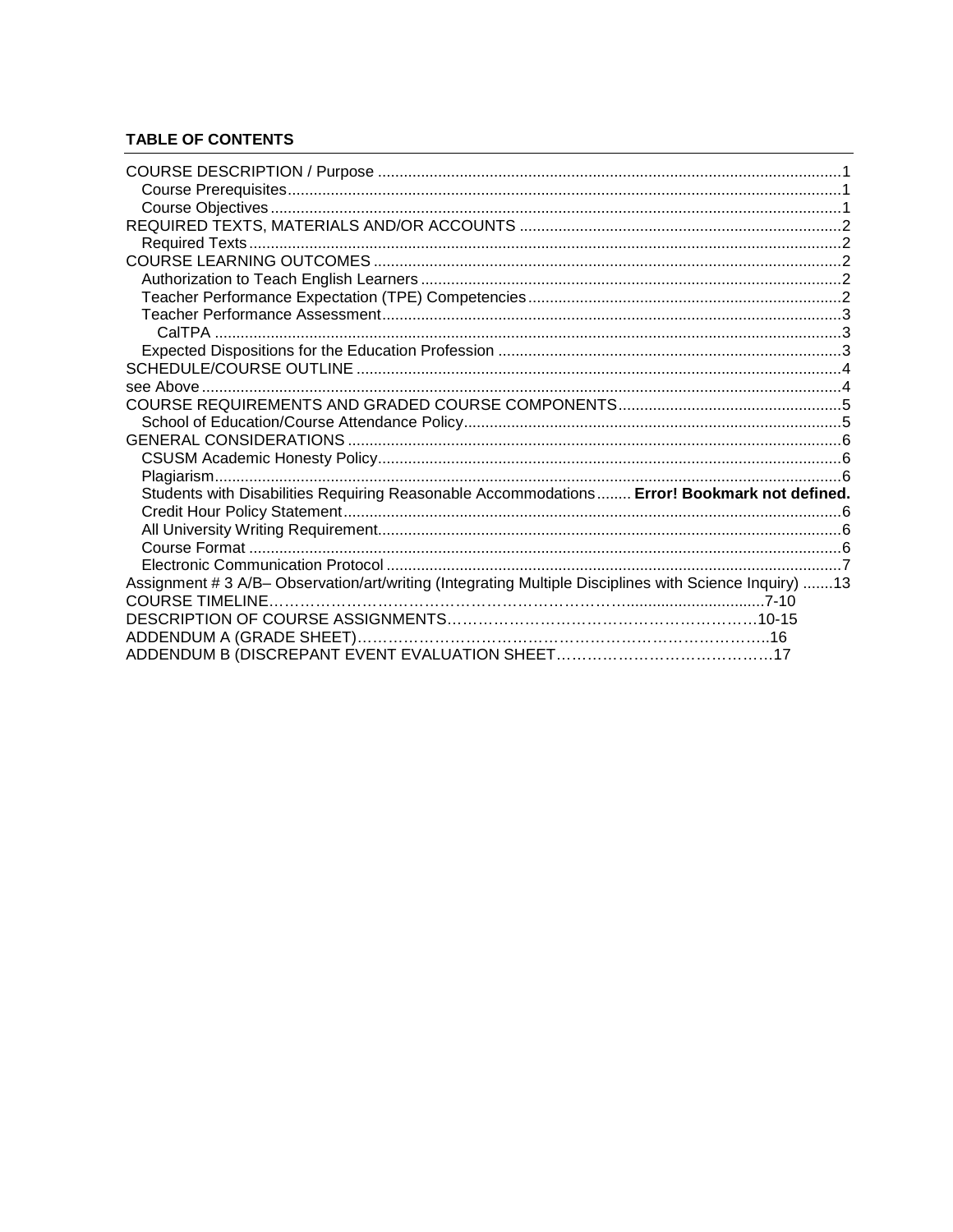**TABLE OF CONTENTS**

COURSE DESCRIPTION / Purpose ........................................................................................................1
  Course Prerequisites..............................................................................................................................1
  Course Objectives..................................................................................................................................1
REQUIRED TEXTS, MATERIALS AND/OR ACCOUNTS ....................................................................2
  Required Texts.......................................................................................................................................2
COURSE LEARNING OUTCOMES ........................................................................................................2
  Authorization to Teach English Learners ...............................................................................................2
  Teacher Performance Expectation (TPE) Competencies.......................................................................2
  Teacher Performance Assessment........................................................................................................3
    CalTPA ...............................................................................................................................................3
  Expected Dispositions for the Education Profession .............................................................................3
SCHEDULE/COURSE OUTLINE ............................................................................................................4
see Above ..................................................................................................................................................4
COURSE REQUIREMENTS AND GRADED COURSE COMPONENTS...............................................5
  School of Education/Course Attendance Policy.....................................................................................5
GENERAL CONSIDERATIONS ..............................................................................................................6
  CSUSM Academic Honesty Policy.........................................................................................................6
  Plagiarism...............................................................................................................................................6
  Students with Disabilities Requiring Reasonable Accommodations........ **Error! Bookmark not defined.**
  Credit Hour Policy Statement.................................................................................................................6
  All University Writing Requirement.........................................................................................................6
  Course Format .......................................................................................................................................6
  Electronic Communication Protocol .......................................................................................................7
Assignment # 3 A/B– Observation/art/writing (Integrating Multiple Disciplines with Science Inquiry) .......13
COURSE TIMELINE.......................................................................................................7-10
DESCRIPTION OF COURSE ASSIGNMENTS.........................................................10-15
ADDENDUM A (GRADE SHEET).......................................................................16
ADDENDUM B (DISCREPANT EVENT EVALUATION SHEET.....................................17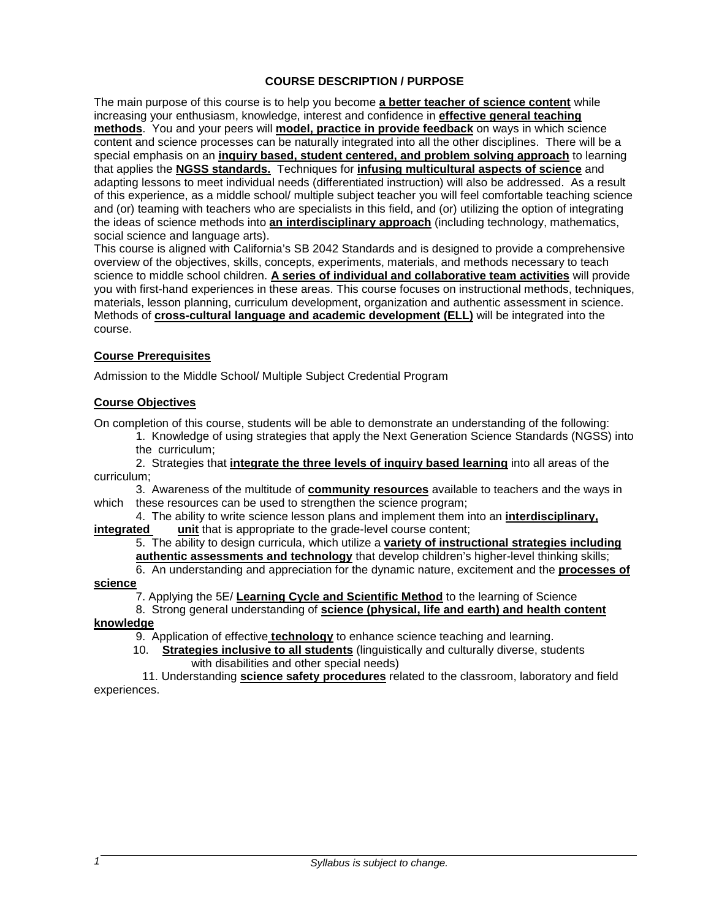## COURSE DESCRIPTION / PURPOSE

The main purpose of this course is to help you become **a better teacher of science content** while increasing your enthusiasm, knowledge, interest and confidence in **effective general teaching methods**. You and your peers will **model, practice in provide feedback** on ways in which science content and science processes can be naturally integrated into all the other disciplines. There will be a special emphasis on an **inquiry based, student centered, and problem solving approach** to learning that applies the **NGSS standards.** Techniques for **infusing multicultural aspects of science** and adapting lessons to meet individual needs (differentiated instruction) will also be addressed. As a result of this experience, as a middle school/ multiple subject teacher you will feel comfortable teaching science and (or) teaming with teachers who are specialists in this field, and (or) utilizing the option of integrating the ideas of science methods into **an interdisciplinary approach** (including technology, mathematics, social science and language arts).

This course is aligned with California's SB 2042 Standards and is designed to provide a comprehensive overview of the objectives, skills, concepts, experiments, materials, and methods necessary to teach science to middle school children. **A series of individual and collaborative team activities** will provide you with first-hand experiences in these areas. This course focuses on instructional methods, techniques, materials, lesson planning, curriculum development, organization and authentic assessment in science. Methods of **cross-cultural language and academic development (ELL)** will be integrated into the course.

### Course Prerequisites

Admission to the Middle School/ Multiple Subject Credential Program

### Course Objectives

On completion of this course, students will be able to demonstrate an understanding of the following:

1. Knowledge of using strategies that apply the Next Generation Science Standards (NGSS) into the curriculum;
2. Strategies that **integrate the three levels of inquiry based learning** into all areas of the curriculum;
3. Awareness of the multitude of **community resources** available to teachers and the ways in which these resources can be used to strengthen the science program;
4. The ability to write science lesson plans and implement them into an **interdisciplinary, integrated unit** that is appropriate to the grade-level course content;
5. The ability to design curricula, which utilize a **variety of instructional strategies including authentic assessments and technology** that develop children's higher-level thinking skills;
6. An understanding and appreciation for the dynamic nature, excitement and the **processes of science**
7. Applying the 5E/ **Learning Cycle and Scientific Method** to the learning of Science
8. Strong general understanding of **science (physical, life and earth) and health content knowledge**
9. Application of effective **technology** to enhance science teaching and learning.
10. **Strategies inclusive to all students** (linguistically and culturally diverse, students with disabilities and other special needs)
11. Understanding **science safety procedures** related to the classroom, laboratory and field experiences.

*Syllabus is subject to change.*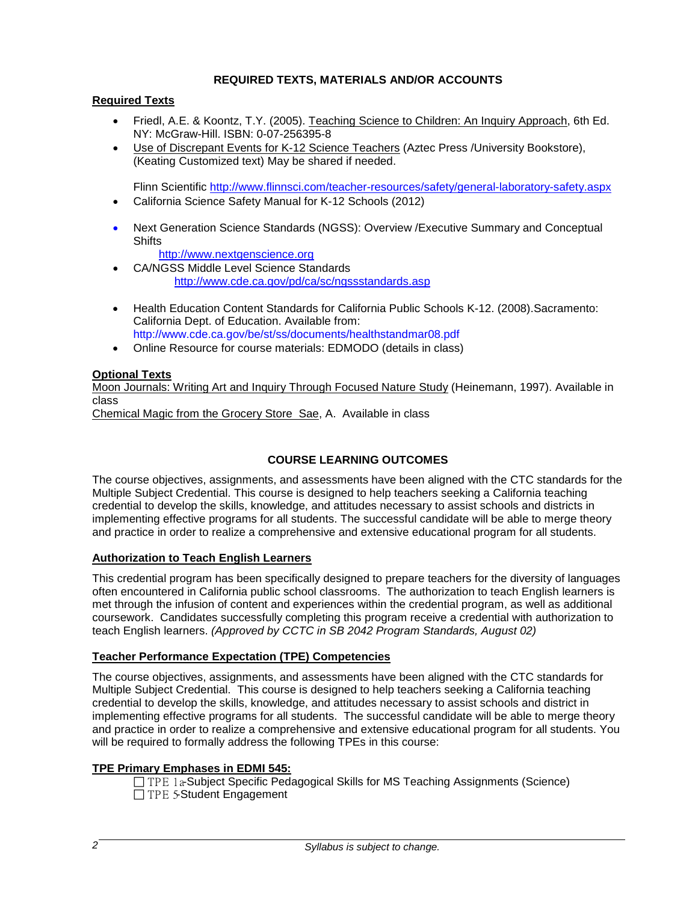## REQUIRED TEXTS, MATERIALS AND/OR ACCOUNTS

**Required Texts**

- Friedl, A.E. & Koontz, T.Y. (2005). Teaching Science to Children: An Inquiry Approach, 6th Ed. NY: McGraw-Hill. ISBN: 0-07-256395-8
- Use of Discrepant Events for K-12 Science Teachers (Aztec Press /University Bookstore), (Keating Customized text) May be shared if needed.

  Flinn Scientific http://www.flinnsci.com/teacher-resources/safety/general-laboratory-safety.aspx
- California Science Safety Manual for K-12 Schools (2012)
- Next Generation Science Standards (NGSS): Overview /Executive Summary and Conceptual Shifts
  http://www.nextgenscience.org
- CA/NGSS Middle Level Science Standards
  http://www.cde.ca.gov/pd/ca/sc/ngssstandards.asp
- Health Education Content Standards for California Public Schools K-12. (2008).Sacramento: California Dept. of Education. Available from: http://www.cde.ca.gov/be/st/ss/documents/healthstandmar08.pdf
- Online Resource for course materials: EDMODO (details in class)

**Optional Texts**

Moon Journals: Writing Art and Inquiry Through Focused Nature Study (Heinemann, 1997). Available in class
Chemical Magic from the Grocery Store Sae, A. Available in class

## COURSE LEARNING OUTCOMES

The course objectives, assignments, and assessments have been aligned with the CTC standards for the Multiple Subject Credential. This course is designed to help teachers seeking a California teaching credential to develop the skills, knowledge, and attitudes necessary to assist schools and districts in implementing effective programs for all students. The successful candidate will be able to merge theory and practice in order to realize a comprehensive and extensive educational program for all students.

**Authorization to Teach English Learners**

This credential program has been specifically designed to prepare teachers for the diversity of languages often encountered in California public school classrooms. The authorization to teach English learners is met through the infusion of content and experiences within the credential program, as well as additional coursework. Candidates successfully completing this program receive a credential with authorization to teach English learners. *(Approved by CCTC in SB 2042 Program Standards, August 02)*

**Teacher Performance Expectation (TPE) Competencies**

The course objectives, assignments, and assessments have been aligned with the CTC standards for Multiple Subject Credential. This course is designed to help teachers seeking a California teaching credential to develop the skills, knowledge, and attitudes necessary to assist schools and district in implementing effective programs for all students. The successful candidate will be able to merge theory and practice in order to realize a comprehensive and extensive educational program for all students. You will be required to formally address the following TPEs in this course:

**TPE Primary Emphases in EDMI 545:**

☐ TPE 1a-Subject Specific Pedagogical Skills for MS Teaching Assignments (Science)
☐ TPE 5-Student Engagement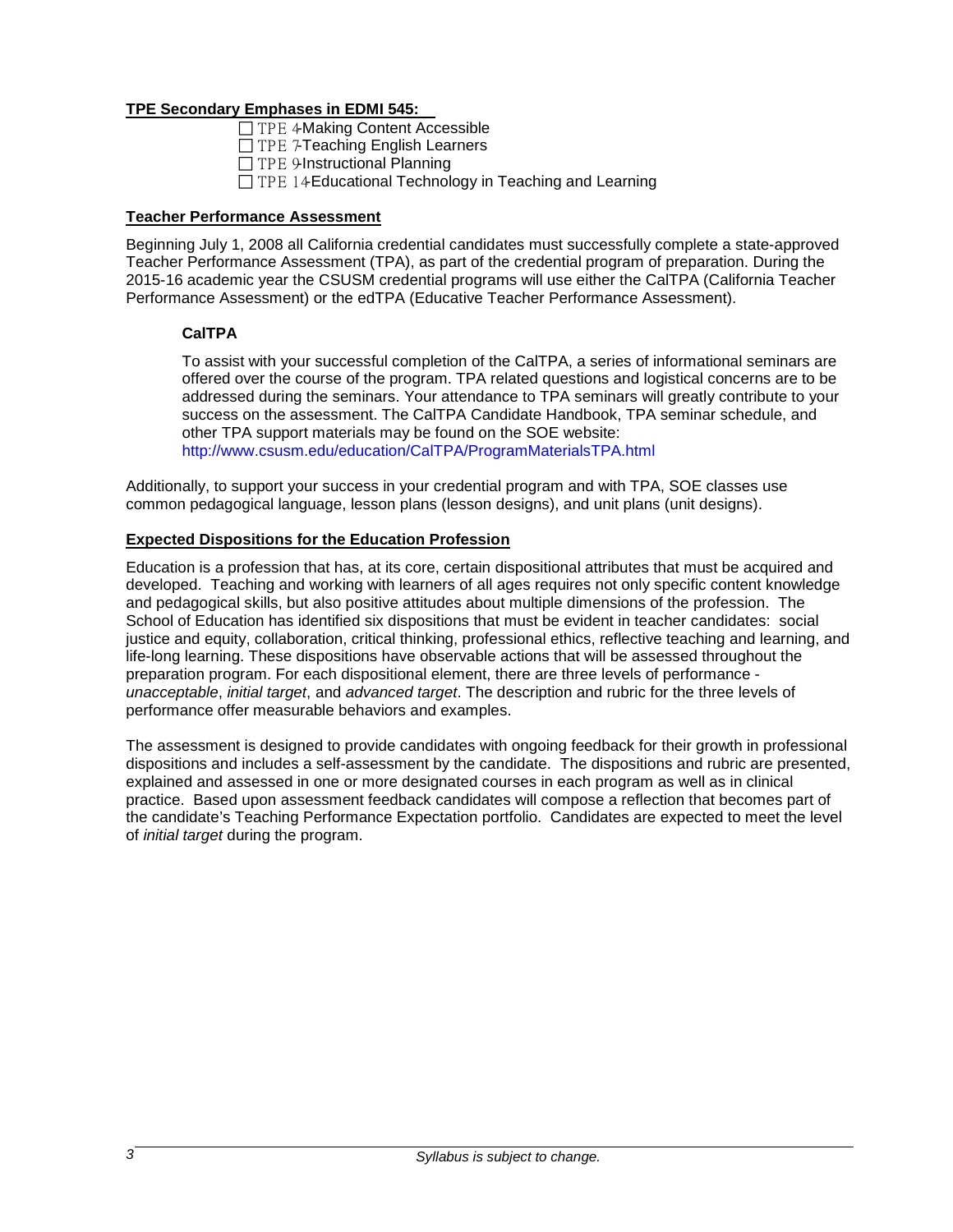**TPE Secondary Emphases in EDMI 545:**

- ☐ TPE 4-Making Content Accessible
- ☐ TPE 7-Teaching English Learners
- ☐ TPE 9-Instructional Planning
- ☐ TPE 14-Educational Technology in Teaching and Learning

**Teacher Performance Assessment**

Beginning July 1, 2008 all California credential candidates must successfully complete a state-approved Teacher Performance Assessment (TPA), as part of the credential program of preparation. During the 2015-16 academic year the CSUSM credential programs will use either the CalTPA (California Teacher Performance Assessment) or the edTPA (Educative Teacher Performance Assessment).

**CalTPA**

To assist with your successful completion of the CalTPA, a series of informational seminars are offered over the course of the program. TPA related questions and logistical concerns are to be addressed during the seminars. Your attendance to TPA seminars will greatly contribute to your success on the assessment. The CalTPA Candidate Handbook, TPA seminar schedule, and other TPA support materials may be found on the SOE website: http://www.csusm.edu/education/CalTPA/ProgramMaterialsTPA.html

Additionally, to support your success in your credential program and with TPA, SOE classes use common pedagogical language, lesson plans (lesson designs), and unit plans (unit designs).

**Expected Dispositions for the Education Profession**

Education is a profession that has, at its core, certain dispositional attributes that must be acquired and developed. Teaching and working with learners of all ages requires not only specific content knowledge and pedagogical skills, but also positive attitudes about multiple dimensions of the profession. The School of Education has identified six dispositions that must be evident in teacher candidates: social justice and equity, collaboration, critical thinking, professional ethics, reflective teaching and learning, and life-long learning. These dispositions have observable actions that will be assessed throughout the preparation program. For each dispositional element, there are three levels of performance - *unacceptable*, *initial target*, and *advanced target*. The description and rubric for the three levels of performance offer measurable behaviors and examples.

The assessment is designed to provide candidates with ongoing feedback for their growth in professional dispositions and includes a self-assessment by the candidate. The dispositions and rubric are presented, explained and assessed in one or more designated courses in each program as well as in clinical practice. Based upon assessment feedback candidates will compose a reflection that becomes part of the candidate's Teaching Performance Expectation portfolio. Candidates are expected to meet the level of *initial target* during the program.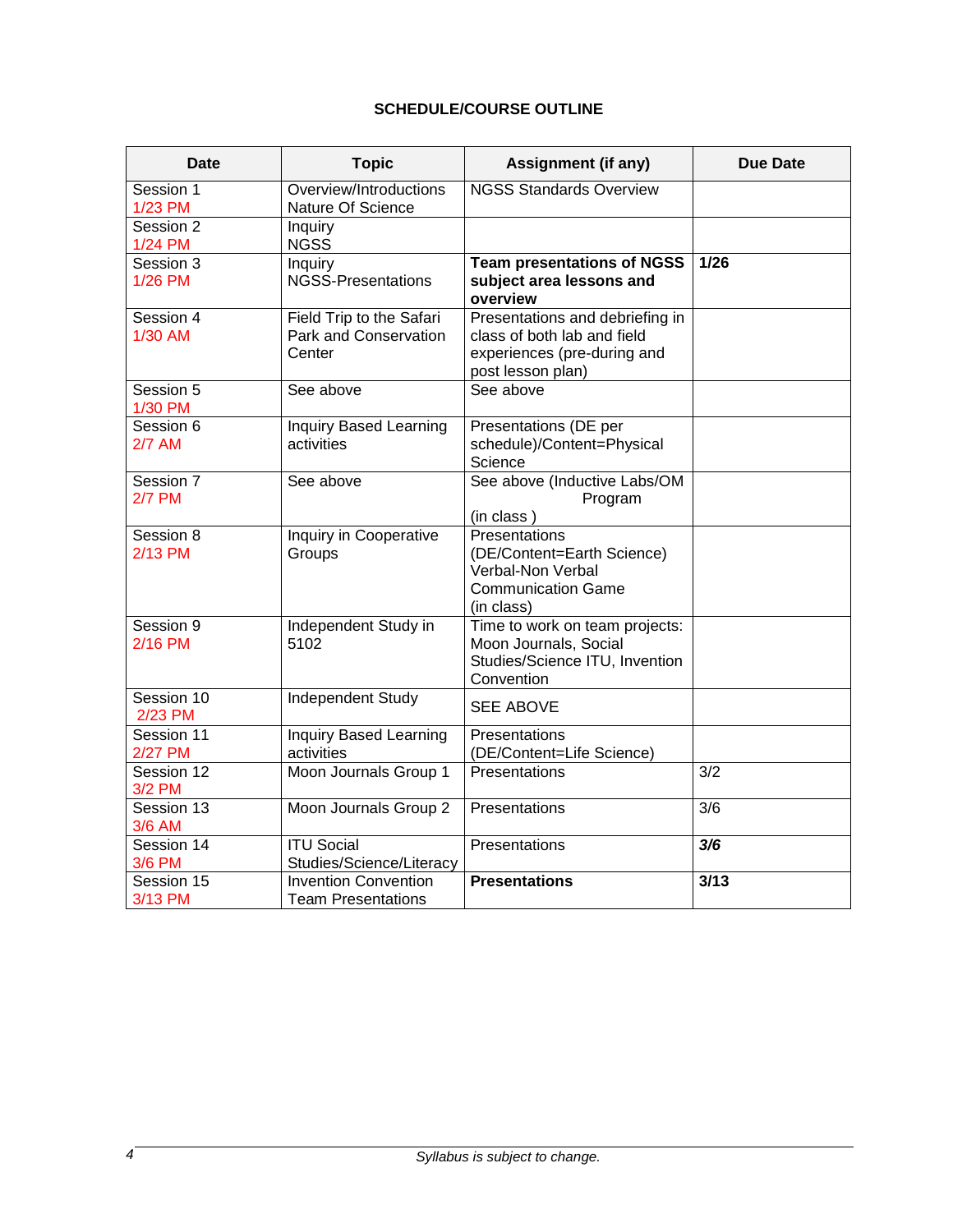**SCHEDULE/COURSE OUTLINE**

| Date | Topic | Assignment (if any) | Due Date |
|---|---|---|---|
| Session 1 1/23 PM | Overview/Introductions Nature Of Science | NGSS Standards Overview | |
| Session 2 1/24 PM | Inquiry NGSS | | |
| Session 3 1/26 PM | Inquiry NGSS-Presentations | **Team presentations of NGSS subject area lessons and overview** | **1/26** |
| Session 4 1/30 AM | Field Trip to the Safari Park and Conservation Center | Presentations and debriefing in class of both lab and field experiences (pre-during and post lesson plan) | |
| Session 5 1/30 PM | See above | See above | |
| Session 6 2/7 AM | Inquiry Based Learning activities | Presentations (DE per schedule)/Content=Physical Science | |
| Session 7 2/7 PM | See above | See above (Inductive Labs/OM Program (in class ) | |
| Session 8 2/13 PM | Inquiry in Cooperative Groups | Presentations (DE/Content=Earth Science) Verbal-Non Verbal Communication Game (in class) | |
| Session 9 2/16 PM | Independent Study in 5102 | Time to work on team projects: Moon Journals, Social Studies/Science ITU, Invention Convention | |
| Session 10 2/23 PM | Independent Study | SEE ABOVE | |
| Session 11 2/27 PM | Inquiry Based Learning activities | Presentations (DE/Content=Life Science) | |
| Session 12 3/2 PM | Moon Journals Group 1 | Presentations | 3/2 |
| Session 13 3/6 AM | Moon Journals Group 2 | Presentations | 3/6 |
| Session 14 3/6 PM | ITU Social Studies/Science/Literacy | Presentations | ***3/6*** |
| Session 15 3/13 PM | Invention Convention Team Presentations | **Presentations** | **3/13** |

*Syllabus is subject to change.*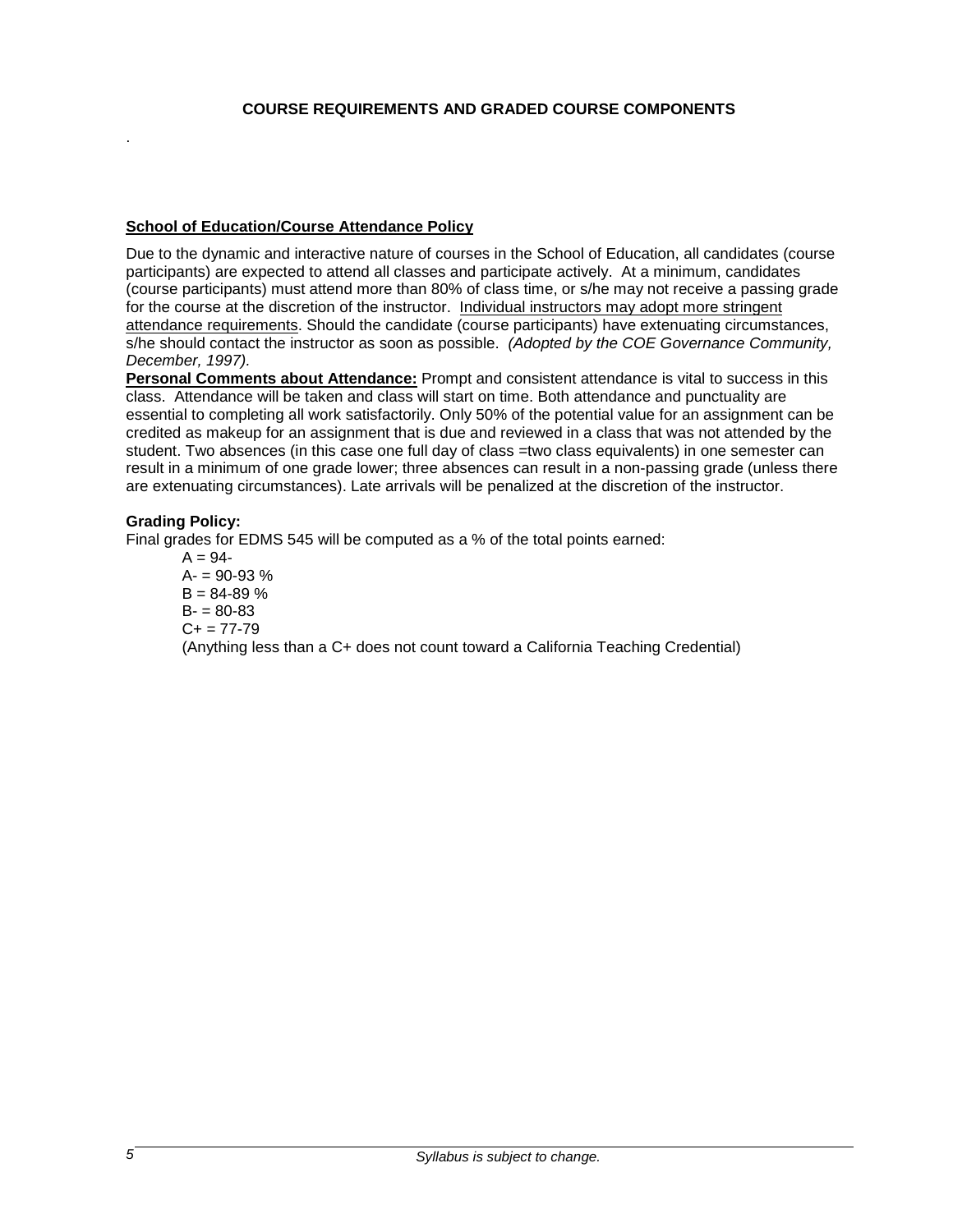## COURSE REQUIREMENTS AND GRADED COURSE COMPONENTS

.

**School of Education/Course Attendance Policy**

Due to the dynamic and interactive nature of courses in the School of Education, all candidates (course participants) are expected to attend all classes and participate actively. At a minimum, candidates (course participants) must attend more than 80% of class time, or s/he may not receive a passing grade for the course at the discretion of the instructor. Individual instructors may adopt more stringent attendance requirements. Should the candidate (course participants) have extenuating circumstances, s/he should contact the instructor as soon as possible. *(Adopted by the COE Governance Community, December, 1997).*

**Personal Comments about Attendance:** Prompt and consistent attendance is vital to success in this class. Attendance will be taken and class will start on time. Both attendance and punctuality are essential to completing all work satisfactorily. Only 50% of the potential value for an assignment can be credited as makeup for an assignment that is due and reviewed in a class that was not attended by the student. Two absences (in this case one full day of class =two class equivalents) in one semester can result in a minimum of one grade lower; three absences can result in a non-passing grade (unless there are extenuating circumstances). Late arrivals will be penalized at the discretion of the instructor.

**Grading Policy:**

Final grades for EDMS 545 will be computed as a % of the total points earned:

A = 94-
A- = 90-93 %
B = 84-89 %
B- = 80-83
C+ = 77-79
(Anything less than a C+ does not count toward a California Teaching Credential)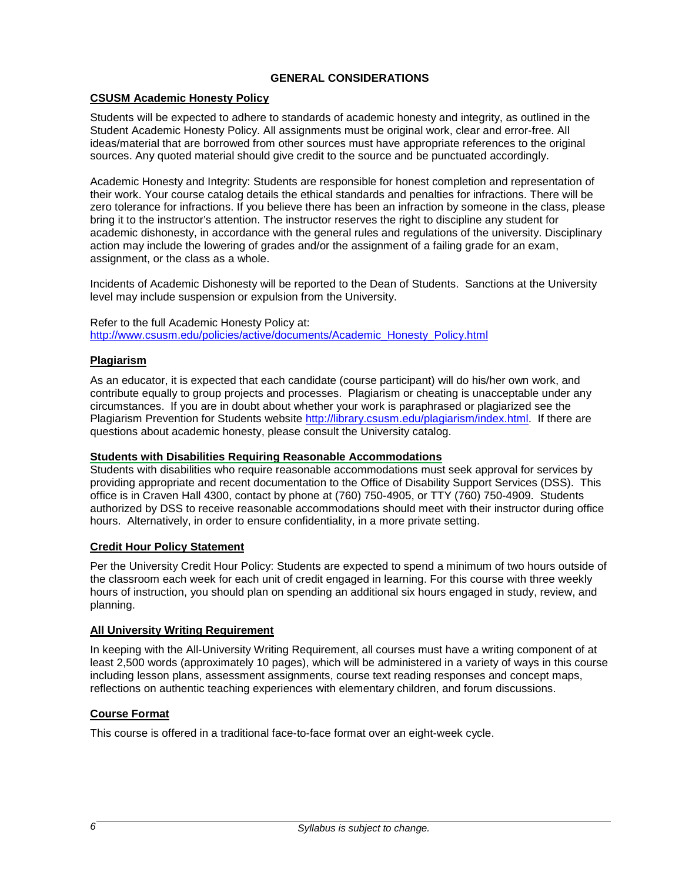## GENERAL CONSIDERATIONS

### CSUSM Academic Honesty Policy

Students will be expected to adhere to standards of academic honesty and integrity, as outlined in the Student Academic Honesty Policy. All assignments must be original work, clear and error-free. All ideas/material that are borrowed from other sources must have appropriate references to the original sources. Any quoted material should give credit to the source and be punctuated accordingly.

Academic Honesty and Integrity: Students are responsible for honest completion and representation of their work. Your course catalog details the ethical standards and penalties for infractions. There will be zero tolerance for infractions. If you believe there has been an infraction by someone in the class, please bring it to the instructor's attention. The instructor reserves the right to discipline any student for academic dishonesty, in accordance with the general rules and regulations of the university. Disciplinary action may include the lowering of grades and/or the assignment of a failing grade for an exam, assignment, or the class as a whole.

Incidents of Academic Dishonesty will be reported to the Dean of Students. Sanctions at the University level may include suspension or expulsion from the University.

Refer to the full Academic Honesty Policy at:
http://www.csusm.edu/policies/active/documents/Academic_Honesty_Policy.html

### Plagiarism

As an educator, it is expected that each candidate (course participant) will do his/her own work, and contribute equally to group projects and processes. Plagiarism or cheating is unacceptable under any circumstances. If you are in doubt about whether your work is paraphrased or plagiarized see the Plagiarism Prevention for Students website http://library.csusm.edu/plagiarism/index.html. If there are questions about academic honesty, please consult the University catalog.

### Students with Disabilities Requiring Reasonable Accommodations

Students with disabilities who require reasonable accommodations must seek approval for services by providing appropriate and recent documentation to the Office of Disability Support Services (DSS). This office is in Craven Hall 4300, contact by phone at (760) 750-4905, or TTY (760) 750-4909. Students authorized by DSS to receive reasonable accommodations should meet with their instructor during office hours. Alternatively, in order to ensure confidentiality, in a more private setting.

### Credit Hour Policy Statement

Per the University Credit Hour Policy: Students are expected to spend a minimum of two hours outside of the classroom each week for each unit of credit engaged in learning. For this course with three weekly hours of instruction, you should plan on spending an additional six hours engaged in study, review, and planning.

### All University Writing Requirement

In keeping with the All-University Writing Requirement, all courses must have a writing component of at least 2,500 words (approximately 10 pages), which will be administered in a variety of ways in this course including lesson plans, assessment assignments, course text reading responses and concept maps, reflections on authentic teaching experiences with elementary children, and forum discussions.

### Course Format

This course is offered in a traditional face-to-face format over an eight-week cycle.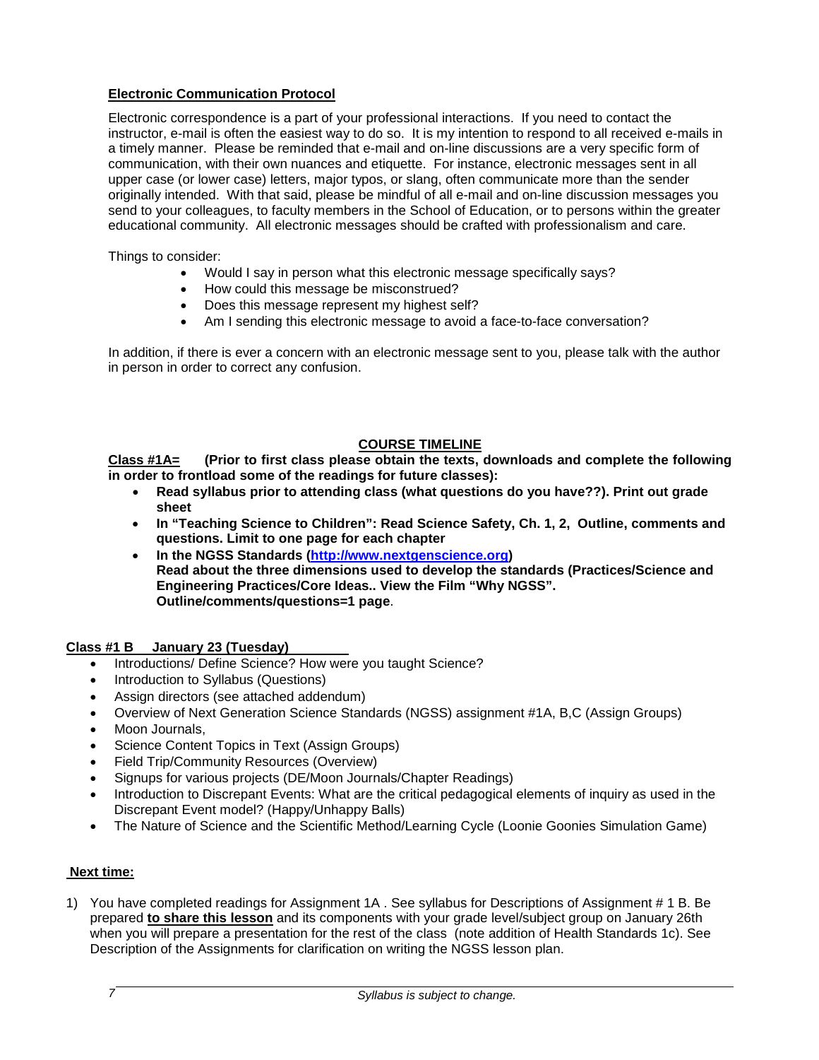**Electronic Communication Protocol**

Electronic correspondence is a part of your professional interactions. If you need to contact the instructor, e-mail is often the easiest way to do so. It is my intention to respond to all received e-mails in a timely manner. Please be reminded that e-mail and on-line discussions are a very specific form of communication, with their own nuances and etiquette. For instance, electronic messages sent in all upper case (or lower case) letters, major typos, or slang, often communicate more than the sender originally intended. With that said, please be mindful of all e-mail and on-line discussion messages you send to your colleagues, to faculty members in the School of Education, or to persons within the greater educational community. All electronic messages should be crafted with professionalism and care.

Things to consider:

- Would I say in person what this electronic message specifically says?
- How could this message be misconstrued?
- Does this message represent my highest self?
- Am I sending this electronic message to avoid a face-to-face conversation?

In addition, if there is ever a concern with an electronic message sent to you, please talk with the author in person in order to correct any confusion.

## COURSE TIMELINE

**Class #1A=** **(Prior to first class please obtain the texts, downloads and complete the following in order to frontload some of the readings for future classes):**

- **Read syllabus prior to attending class (what questions do you have??). Print out grade sheet**
- **In "Teaching Science to Children": Read Science Safety, Ch. 1, 2, Outline, comments and questions. Limit to one page for each chapter**
- **In the NGSS Standards (http://www.nextgenscience.org)**
  **Read about the three dimensions used to develop the standards (Practices/Science and Engineering Practices/Core Ideas.. View the Film "Why NGSS".**
  **Outline/comments/questions=1 page**.

**Class #1 B January 23 (Tuesday)**

- Introductions/ Define Science? How were you taught Science?
- Introduction to Syllabus (Questions)
- Assign directors (see attached addendum)
- Overview of Next Generation Science Standards (NGSS) assignment #1A, B,C (Assign Groups)
- Moon Journals,
- Science Content Topics in Text (Assign Groups)
- Field Trip/Community Resources (Overview)
- Signups for various projects (DE/Moon Journals/Chapter Readings)
- Introduction to Discrepant Events: What are the critical pedagogical elements of inquiry as used in the Discrepant Event model? (Happy/Unhappy Balls)
- The Nature of Science and the Scientific Method/Learning Cycle (Loonie Goonies Simulation Game)

**Next time:**

1) You have completed readings for Assignment 1A . See syllabus for Descriptions of Assignment # 1 B. Be prepared **to share this lesson** and its components with your grade level/subject group on January 26th when you will prepare a presentation for the rest of the class (note addition of Health Standards 1c). See Description of the Assignments for clarification on writing the NGSS lesson plan.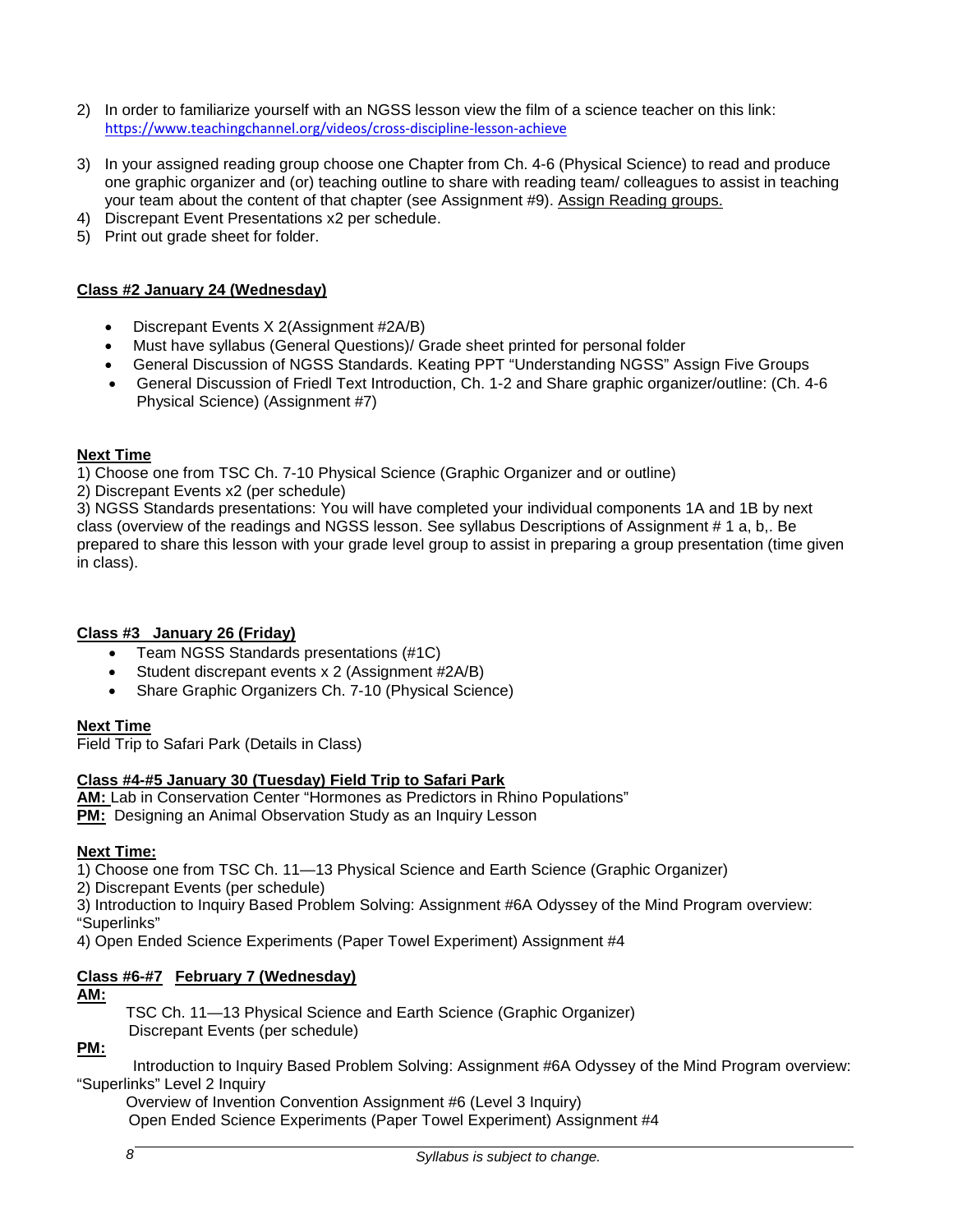2) In order to familiarize yourself with an NGSS lesson view the film of a science teacher on this link: https://www.teachingchannel.org/videos/cross-discipline-lesson-achieve

3) In your assigned reading group choose one Chapter from Ch. 4-6 (Physical Science) to read and produce one graphic organizer and (or) teaching outline to share with reading team/ colleagues to assist in teaching your team about the content of that chapter (see Assignment #9). Assign Reading groups.
4) Discrepant Event Presentations x2 per schedule.
5) Print out grade sheet for folder.

**Class #2 January 24 (Wednesday)**

- Discrepant Events X 2(Assignment #2A/B)
- Must have syllabus (General Questions)/ Grade sheet printed for personal folder
- General Discussion of NGSS Standards. Keating PPT "Understanding NGSS" Assign Five Groups
- General Discussion of Friedl Text Introduction, Ch. 1-2 and Share graphic organizer/outline: (Ch. 4-6 Physical Science) (Assignment #7)

**Next Time**

1) Choose one from TSC Ch. 7-10 Physical Science (Graphic Organizer and or outline)
2) Discrepant Events x2 (per schedule)
3) NGSS Standards presentations: You will have completed your individual components 1A and 1B by next class (overview of the readings and NGSS lesson. See syllabus Descriptions of Assignment # 1 a, b,. Be prepared to share this lesson with your grade level group to assist in preparing a group presentation (time given in class).

**Class #3 January 26 (Friday)**

- Team NGSS Standards presentations (#1C)
- Student discrepant events x 2 (Assignment #2A/B)
- Share Graphic Organizers Ch. 7-10 (Physical Science)

**Next Time**

Field Trip to Safari Park (Details in Class)

**Class #4-#5 January 30 (Tuesday) Field Trip to Safari Park**

**AM:** Lab in Conservation Center "Hormones as Predictors in Rhino Populations"
**PM:** Designing an Animal Observation Study as an Inquiry Lesson

**Next Time:**

1) Choose one from TSC Ch. 11—13 Physical Science and Earth Science (Graphic Organizer)
2) Discrepant Events (per schedule)
3) Introduction to Inquiry Based Problem Solving: Assignment #6A Odyssey of the Mind Program overview: "Superlinks"
4) Open Ended Science Experiments (Paper Towel Experiment) Assignment #4

**Class #6-#7 February 7 (Wednesday)**

**AM:**

TSC Ch. 11—13 Physical Science and Earth Science (Graphic Organizer)
Discrepant Events (per schedule)

**PM:**

Introduction to Inquiry Based Problem Solving: Assignment #6A Odyssey of the Mind Program overview: "Superlinks" Level 2 Inquiry
Overview of Invention Convention Assignment #6 (Level 3 Inquiry)
Open Ended Science Experiments (Paper Towel Experiment) Assignment #4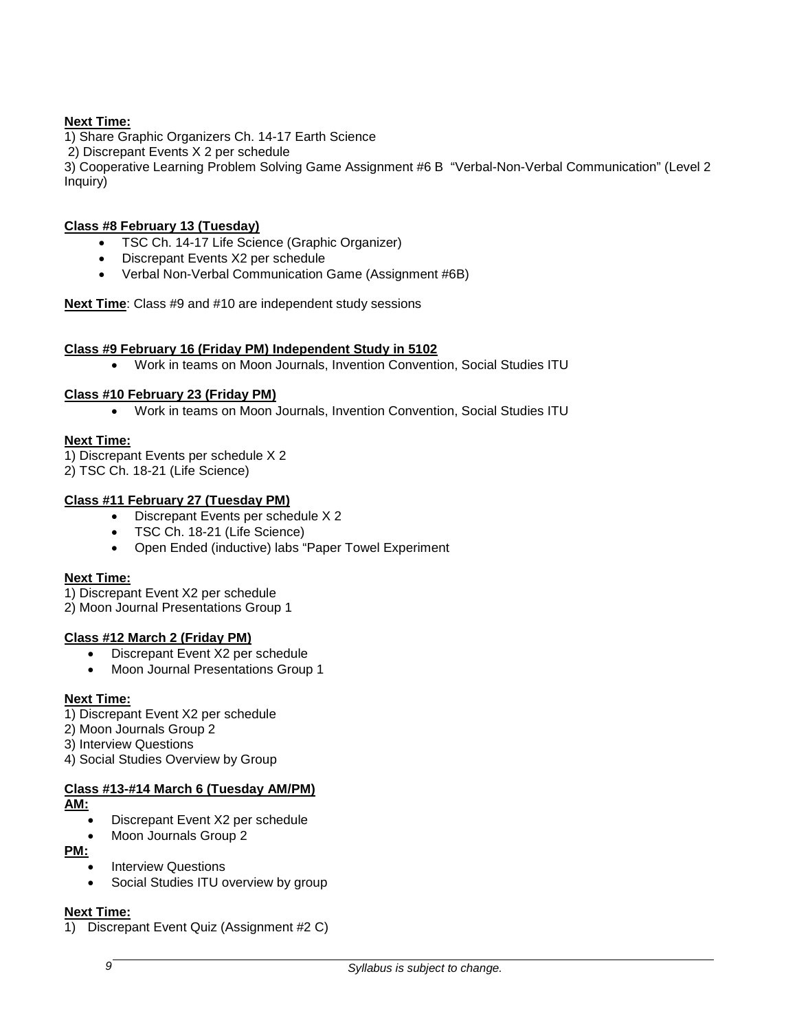**Next Time:**

1) Share Graphic Organizers Ch. 14-17 Earth Science
2) Discrepant Events X 2 per schedule
3) Cooperative Learning Problem Solving Game Assignment #6 B "Verbal-Non-Verbal Communication" (Level 2 Inquiry)

**Class #8 February 13 (Tuesday)**

- TSC Ch. 14-17 Life Science (Graphic Organizer)
- Discrepant Events X2 per schedule
- Verbal Non-Verbal Communication Game (Assignment #6B)

**Next Time**: Class #9 and #10 are independent study sessions

**Class #9 February 16 (Friday PM) Independent Study in 5102**

- Work in teams on Moon Journals, Invention Convention, Social Studies ITU

**Class #10 February 23 (Friday PM)**

- Work in teams on Moon Journals, Invention Convention, Social Studies ITU

**Next Time:**

1) Discrepant Events per schedule X 2
2) TSC Ch. 18-21 (Life Science)

**Class #11 February 27 (Tuesday PM)**

- Discrepant Events per schedule X 2
- TSC Ch. 18-21 (Life Science)
- Open Ended (inductive) labs "Paper Towel Experiment

**Next Time:**

1) Discrepant Event X2 per schedule
2) Moon Journal Presentations Group 1

**Class #12 March 2 (Friday PM)**

- Discrepant Event X2 per schedule
- Moon Journal Presentations Group 1

**Next Time:**

1) Discrepant Event X2 per schedule
2) Moon Journals Group 2
3) Interview Questions
4) Social Studies Overview by Group

**Class #13-#14 March 6 (Tuesday AM/PM)**

**AM:**

- Discrepant Event X2 per schedule
- Moon Journals Group 2

**PM:**

- Interview Questions
- Social Studies ITU overview by group

**Next Time:**

1) Discrepant Event Quiz (Assignment #2 C)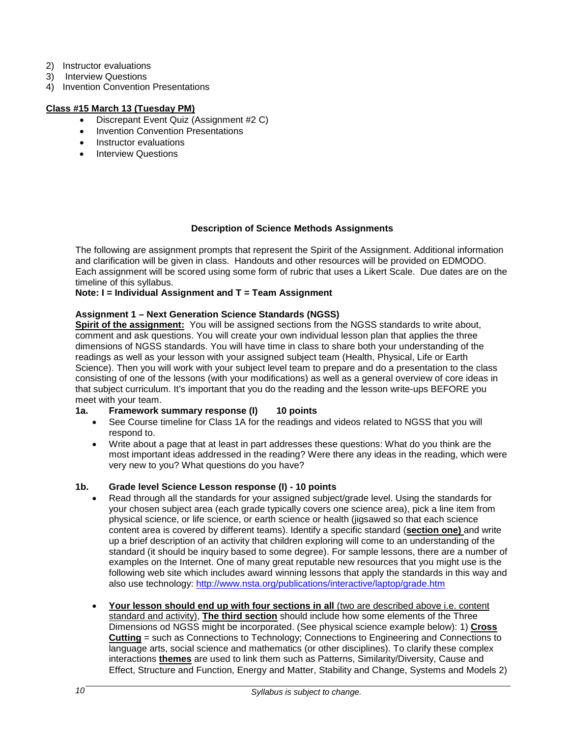2) Instructor evaluations
3) Interview Questions
4) Invention Convention Presentations

**Class #15 March 13 (Tuesday PM)**

- Discrepant Event Quiz (Assignment #2 C)
- Invention Convention Presentations
- Instructor evaluations
- Interview Questions

## Description of Science Methods Assignments

The following are assignment prompts that represent the Spirit of the Assignment. Additional information and clarification will be given in class. Handouts and other resources will be provided on EDMODO. Each assignment will be scored using some form of rubric that uses a Likert Scale. Due dates are on the timeline of this syllabus.

**Note: I = Individual Assignment and T = Team Assignment**

### Assignment 1 – Next Generation Science Standards (NGSS)

**Spirit of the assignment:** You will be assigned sections from the NGSS standards to write about, comment and ask questions. You will create your own individual lesson plan that applies the three dimensions of NGSS standards. You will have time in class to share both your understanding of the readings as well as your lesson with your assigned subject team (Health, Physical, Life or Earth Science). Then you will work with your subject level team to prepare and do a presentation to the class consisting of one of the lessons (with your modifications) as well as a general overview of core ideas in that subject curriculum. It's important that you do the reading and the lesson write-ups BEFORE you meet with your team.

**1a. Framework summary response (I) 10 points**

- See Course timeline for Class 1A for the readings and videos related to NGSS that you will respond to.
- Write about a page that at least in part addresses these questions: What do you think are the most important ideas addressed in the reading? Were there any ideas in the reading, which were very new to you? What questions do you have?

**1b. Grade level Science Lesson response (I) - 10 points**

- Read through all the standards for your assigned subject/grade level. Using the standards for your chosen subject area (each grade typically covers one science area), pick a line item from physical science, or life science, or earth science or health (jigsawed so that each science content area is covered by different teams). Identify a specific standard (**section one)** and write up a brief description of an activity that children exploring will come to an understanding of the standard (it should be inquiry based to some degree). For sample lessons, there are a number of examples on the Internet. One of many great reputable new resources that you might use is the following web site which includes award winning lessons that apply the standards in this way and also use technology: http://www.nsta.org/publications/interactive/laptop/grade.htm

- **Your lesson should end up with four sections in all** (two are described above i.e. content standard and activity), **The third section** should include how some elements of the Three Dimensions od NGSS might be incorporated. (See physical science example below): 1) **Cross Cutting** = such as Connections to Technology; Connections to Engineering and Connections to language arts, social science and mathematics (or other disciplines). To clarify these complex interactions **themes** are used to link them such as Patterns, Similarity/Diversity, Cause and Effect, Structure and Function, Energy and Matter, Stability and Change, Systems and Models 2)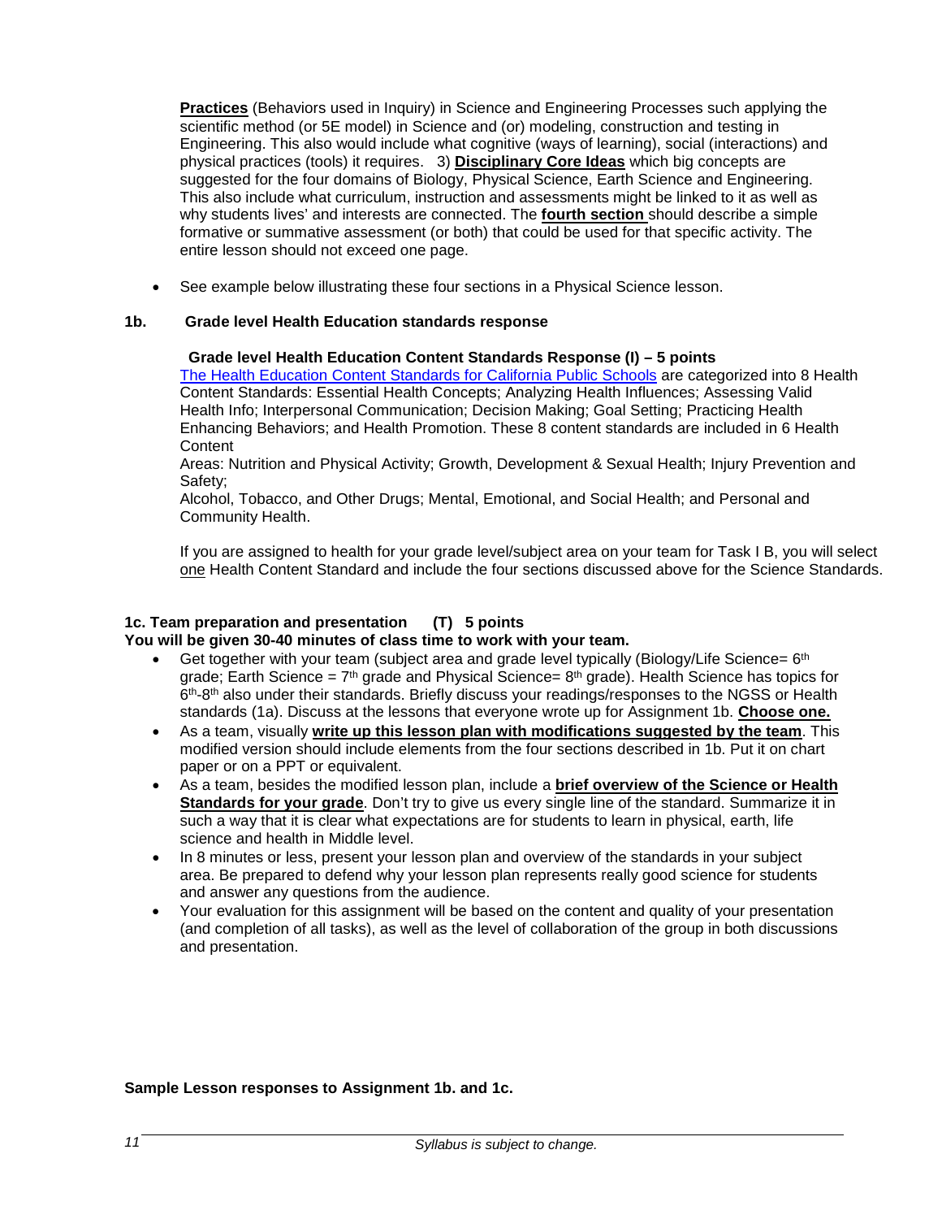**Practices** (Behaviors used in Inquiry) in Science and Engineering Processes such applying the scientific method (or 5E model) in Science and (or) modeling, construction and testing in Engineering. This also would include what cognitive (ways of learning), social (interactions) and physical practices (tools) it requires. 3) **Disciplinary Core Ideas** which big concepts are suggested for the four domains of Biology, Physical Science, Earth Science and Engineering. This also include what curriculum, instruction and assessments might be linked to it as well as why students lives' and interests are connected. The **fourth section** should describe a simple formative or summative assessment (or both) that could be used for that specific activity. The entire lesson should not exceed one page.

- See example below illustrating these four sections in a Physical Science lesson.

### 1b. Grade level Health Education standards response

**Grade level Health Education Content Standards Response (I) – 5 points**

The Health Education Content Standards for California Public Schools are categorized into 8 Health Content Standards: Essential Health Concepts; Analyzing Health Influences; Assessing Valid Health Info; Interpersonal Communication; Decision Making; Goal Setting; Practicing Health Enhancing Behaviors; and Health Promotion. These 8 content standards are included in 6 Health Content
Areas: Nutrition and Physical Activity; Growth, Development & Sexual Health; Injury Prevention and Safety;
Alcohol, Tobacco, and Other Drugs; Mental, Emotional, and Social Health; and Personal and Community Health.

If you are assigned to health for your grade level/subject area on your team for Task I B, you will select one Health Content Standard and include the four sections discussed above for the Science Standards.

### 1c. Team preparation and presentation (T) 5 points

**You will be given 30-40 minutes of class time to work with your team.**

- Get together with your team (subject area and grade level typically (Biology/Life Science= 6th grade; Earth Science = 7th grade and Physical Science= 8th grade). Health Science has topics for 6th-8th also under their standards. Briefly discuss your readings/responses to the NGSS or Health standards (1a). Discuss at the lessons that everyone wrote up for Assignment 1b. **Choose one.**
- As a team, visually **write up this lesson plan with modifications suggested by the team**. This modified version should include elements from the four sections described in 1b. Put it on chart paper or on a PPT or equivalent.
- As a team, besides the modified lesson plan, include a **brief overview of the Science or Health Standards for your grade**. Don't try to give us every single line of the standard. Summarize it in such a way that it is clear what expectations are for students to learn in physical, earth, life science and health in Middle level.
- In 8 minutes or less, present your lesson plan and overview of the standards in your subject area. Be prepared to defend why your lesson plan represents really good science for students and answer any questions from the audience.
- Your evaluation for this assignment will be based on the content and quality of your presentation (and completion of all tasks), as well as the level of collaboration of the group in both discussions and presentation.

**Sample Lesson responses to Assignment 1b. and 1c.**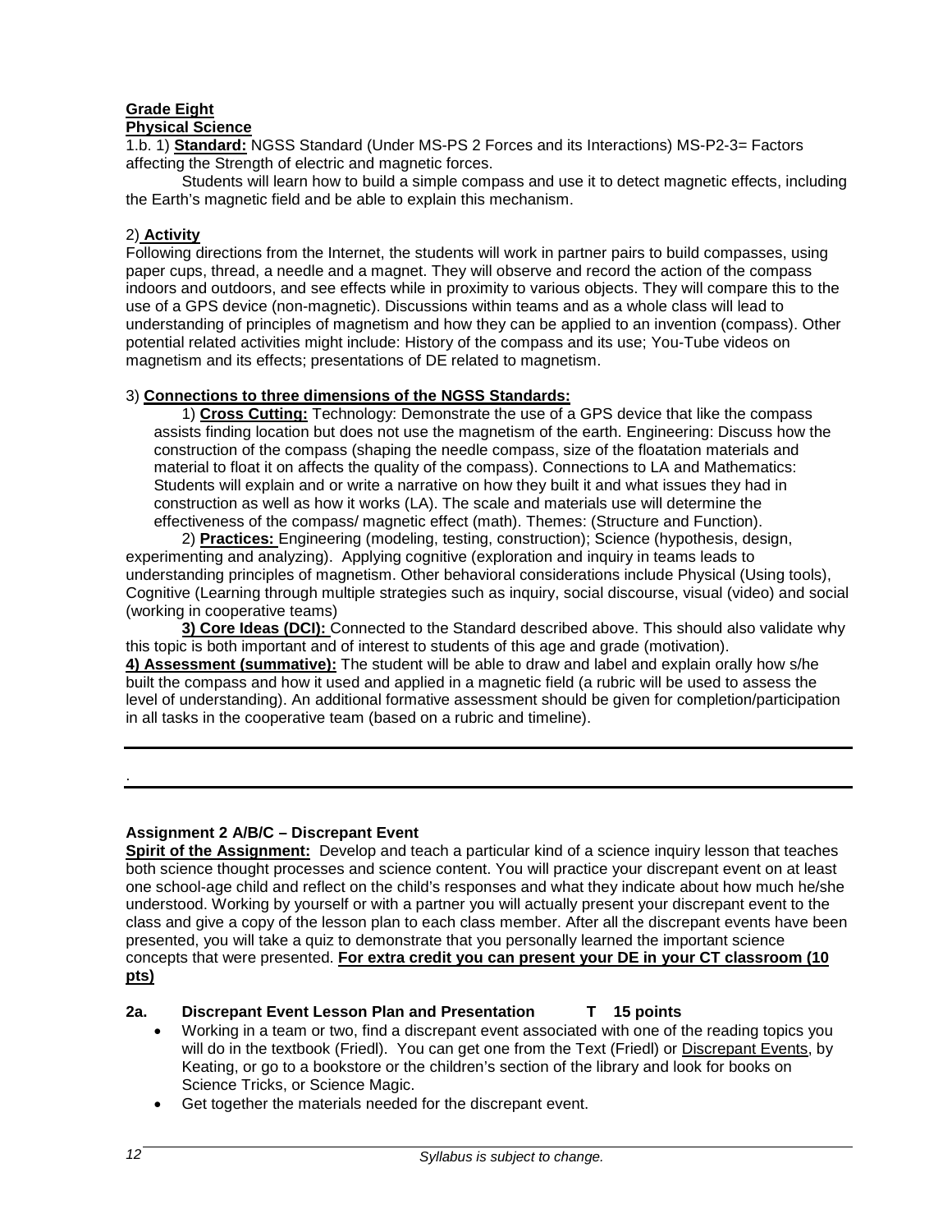**Grade Eight**
**Physical Science**

1.b. 1) **Standard:** NGSS Standard (Under MS-PS 2 Forces and its Interactions) MS-P2-3= Factors affecting the Strength of electric and magnetic forces.

Students will learn how to build a simple compass and use it to detect magnetic effects, including the Earth's magnetic field and be able to explain this mechanism.

2) **Activity**

Following directions from the Internet, the students will work in partner pairs to build compasses, using paper cups, thread, a needle and a magnet. They will observe and record the action of the compass indoors and outdoors, and see effects while in proximity to various objects. They will compare this to the use of a GPS device (non-magnetic). Discussions within teams and as a whole class will lead to understanding of principles of magnetism and how they can be applied to an invention (compass). Other potential related activities might include: History of the compass and its use; You-Tube videos on magnetism and its effects; presentations of DE related to magnetism.

3) **Connections to three dimensions of the NGSS Standards:**

1) **Cross Cutting:** Technology: Demonstrate the use of a GPS device that like the compass assists finding location but does not use the magnetism of the earth. Engineering: Discuss how the construction of the compass (shaping the needle compass, size of the floatation materials and material to float it on affects the quality of the compass). Connections to LA and Mathematics: Students will explain and or write a narrative on how they built it and what issues they had in construction as well as how it works (LA). The scale and materials use will determine the effectiveness of the compass/ magnetic effect (math). Themes: (Structure and Function).

2) **Practices:** Engineering (modeling, testing, construction); Science (hypothesis, design, experimenting and analyzing). Applying cognitive (exploration and inquiry in teams leads to understanding principles of magnetism. Other behavioral considerations include Physical (Using tools), Cognitive (Learning through multiple strategies such as inquiry, social discourse, visual (video) and social (working in cooperative teams)

**3) Core Ideas (DCI):** Connected to the Standard described above. This should also validate why this topic is both important and of interest to students of this age and grade (motivation).

**4) Assessment (summative):** The student will be able to draw and label and explain orally how s/he built the compass and how it used and applied in a magnetic field (a rubric will be used to assess the level of understanding). An additional formative assessment should be given for completion/participation in all tasks in the cooperative team (based on a rubric and timeline).

---

.

---

**Assignment 2 A/B/C – Discrepant Event**

**Spirit of the Assignment:** Develop and teach a particular kind of a science inquiry lesson that teaches both science thought processes and science content. You will practice your discrepant event on at least one school-age child and reflect on the child's responses and what they indicate about how much he/she understood. Working by yourself or with a partner you will actually present your discrepant event to the class and give a copy of the lesson plan to each class member. After all the discrepant events have been presented, you will take a quiz to demonstrate that you personally learned the important science concepts that were presented. **For extra credit you can present your DE in your CT classroom (10 pts)**

**2a. Discrepant Event Lesson Plan and Presentation T 15 points**

- Working in a team or two, find a discrepant event associated with one of the reading topics you will do in the textbook (Friedl). You can get one from the Text (Friedl) or Discrepant Events, by Keating, or go to a bookstore or the children's section of the library and look for books on Science Tricks, or Science Magic.
- Get together the materials needed for the discrepant event.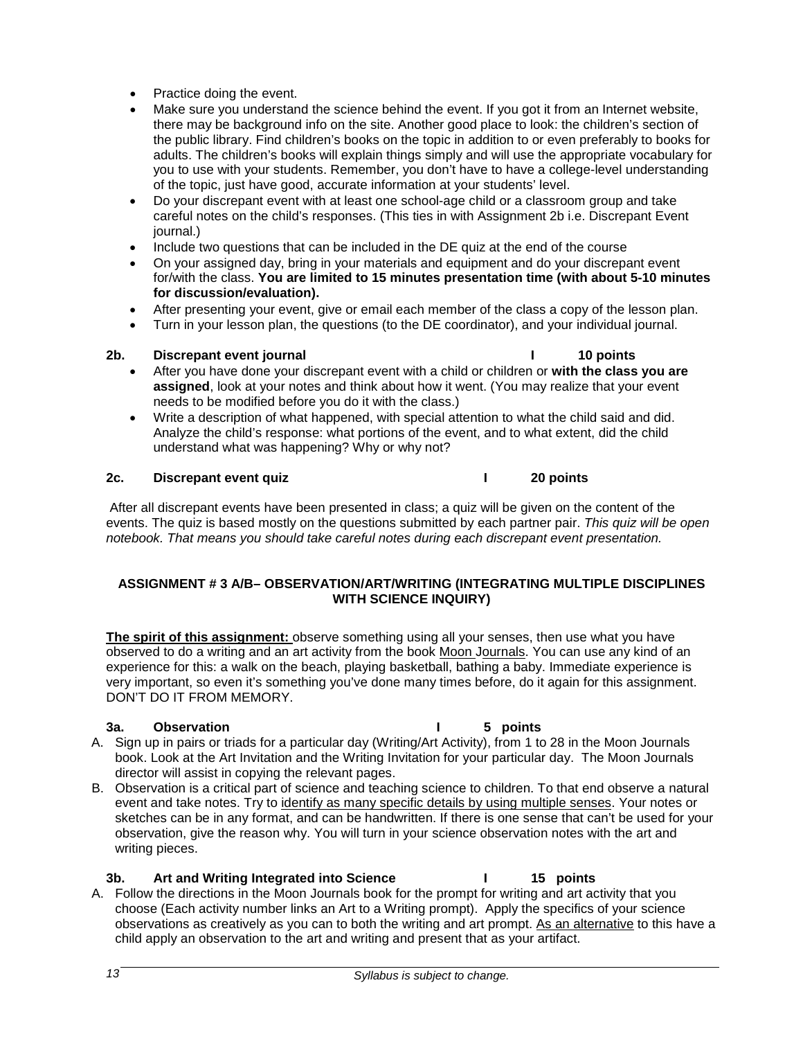- Practice doing the event.
- Make sure you understand the science behind the event. If you got it from an Internet website, there may be background info on the site. Another good place to look: the children's section of the public library. Find children's books on the topic in addition to or even preferably to books for adults. The children's books will explain things simply and will use the appropriate vocabulary for you to use with your students. Remember, you don't have to have a college-level understanding of the topic, just have good, accurate information at your students' level.
- Do your discrepant event with at least one school-age child or a classroom group and take careful notes on the child's responses. (This ties in with Assignment 2b i.e. Discrepant Event journal.)
- Include two questions that can be included in the DE quiz at the end of the course
- On your assigned day, bring in your materials and equipment and do your discrepant event for/with the class. **You are limited to 15 minutes presentation time (with about 5-10 minutes for discussion/evaluation).**
- After presenting your event, give or email each member of the class a copy of the lesson plan.
- Turn in your lesson plan, the questions (to the DE coordinator), and your individual journal.

**2b. Discrepant event journal I 10 points**

- After you have done your discrepant event with a child or children or **with the class you are assigned**, look at your notes and think about how it went. (You may realize that your event needs to be modified before you do it with the class.)
- Write a description of what happened, with special attention to what the child said and did. Analyze the child's response: what portions of the event, and to what extent, did the child understand what was happening? Why or why not?

**2c. Discrepant event quiz I 20 points**

After all discrepant events have been presented in class; a quiz will be given on the content of the events. The quiz is based mostly on the questions submitted by each partner pair. *This quiz will be open notebook. That means you should take careful notes during each discrepant event presentation.*

**ASSIGNMENT # 3 A/B– OBSERVATION/ART/WRITING (INTEGRATING MULTIPLE DISCIPLINES WITH SCIENCE INQUIRY)**

**The spirit of this assignment:** observe something using all your senses, then use what you have observed to do a writing and an art activity from the book Moon Journals. You can use any kind of an experience for this: a walk on the beach, playing basketball, bathing a baby. Immediate experience is very important, so even it's something you've done many times before, do it again for this assignment. DON'T DO IT FROM MEMORY.

**3a. Observation I 5 points**

A. Sign up in pairs or triads for a particular day (Writing/Art Activity), from 1 to 28 in the Moon Journals book. Look at the Art Invitation and the Writing Invitation for your particular day. The Moon Journals director will assist in copying the relevant pages.

B. Observation is a critical part of science and teaching science to children. To that end observe a natural event and take notes. Try to identify as many specific details by using multiple senses. Your notes or sketches can be in any format, and can be handwritten. If there is one sense that can't be used for your observation, give the reason why. You will turn in your science observation notes with the art and writing pieces.

**3b. Art and Writing Integrated into Science I 15 points**

A. Follow the directions in the Moon Journals book for the prompt for writing and art activity that you choose (Each activity number links an Art to a Writing prompt). Apply the specifics of your science observations as creatively as you can to both the writing and art prompt. As an alternative to this have a child apply an observation to the art and writing and present that as your artifact.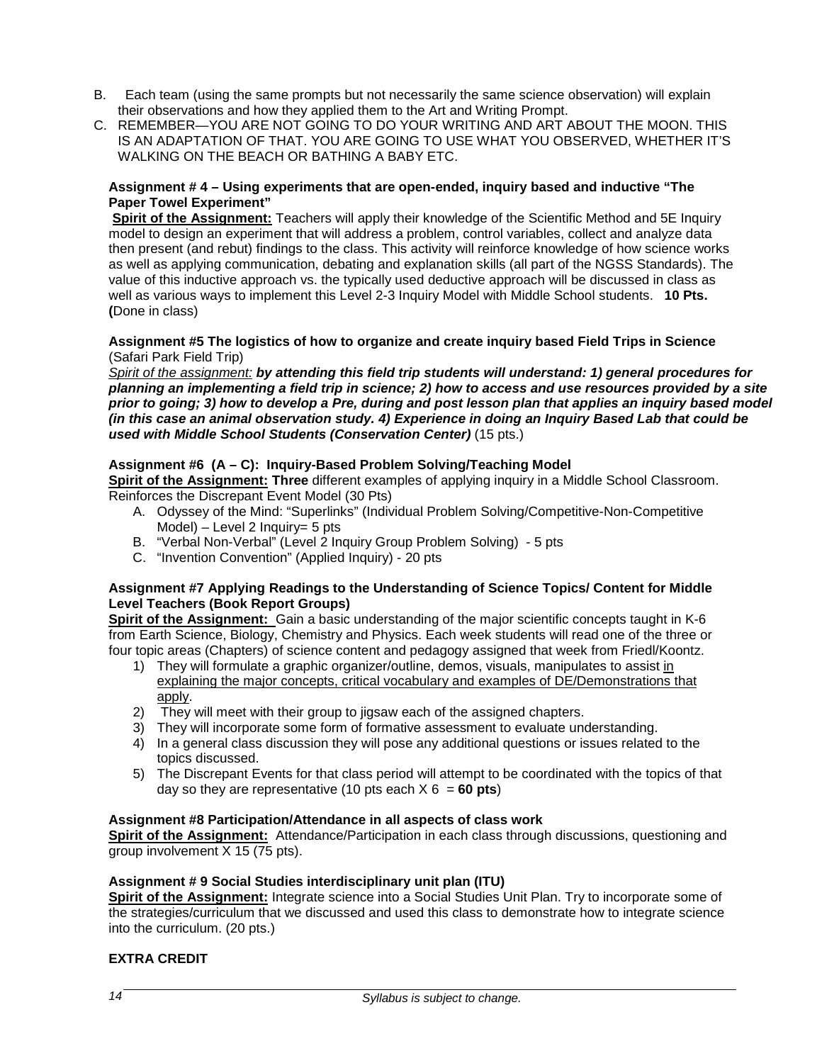B. Each team (using the same prompts but not necessarily the same science observation) will explain their observations and how they applied them to the Art and Writing Prompt.

C. REMEMBER—YOU ARE NOT GOING TO DO YOUR WRITING AND ART ABOUT THE MOON. THIS IS AN ADAPTATION OF THAT. YOU ARE GOING TO USE WHAT YOU OBSERVED, WHETHER IT'S WALKING ON THE BEACH OR BATHING A BABY ETC.

**Assignment # 4 – Using experiments that are open-ended, inquiry based and inductive "The Paper Towel Experiment"**

**Spirit of the Assignment:** Teachers will apply their knowledge of the Scientific Method and 5E Inquiry model to design an experiment that will address a problem, control variables, collect and analyze data then present (and rebut) findings to the class. This activity will reinforce knowledge of how science works as well as applying communication, debating and explanation skills (all part of the NGSS Standards). The value of this inductive approach vs. the typically used deductive approach will be discussed in class as well as various ways to implement this Level 2-3 Inquiry Model with Middle School students. **10 Pts. (**Done in class)

**Assignment #5 The logistics of how to organize and create inquiry based Field Trips in Science** (Safari Park Field Trip)

*Spirit of the assignment:* ***by attending this field trip students will understand: 1) general procedures for planning an implementing a field trip in science; 2) how to access and use resources provided by a site prior to going; 3) how to develop a Pre, during and post lesson plan that applies an inquiry based model (in this case an animal observation study. 4) Experience in doing an Inquiry Based Lab that could be used with Middle School Students (Conservation Center)*** (15 pts.)

**Assignment #6 (A – C): Inquiry-Based Problem Solving/Teaching Model**

**Spirit of the Assignment: Three** different examples of applying inquiry in a Middle School Classroom. Reinforces the Discrepant Event Model (30 Pts)

A. Odyssey of the Mind: "Superlinks" (Individual Problem Solving/Competitive-Non-Competitive Model) – Level 2 Inquiry= 5 pts
B. "Verbal Non-Verbal" (Level 2 Inquiry Group Problem Solving) - 5 pts
C. "Invention Convention" (Applied Inquiry) - 20 pts

**Assignment #7 Applying Readings to the Understanding of Science Topics/ Content for Middle Level Teachers (Book Report Groups)**

**Spirit of the Assignment:** Gain a basic understanding of the major scientific concepts taught in K-6 from Earth Science, Biology, Chemistry and Physics. Each week students will read one of the three or four topic areas (Chapters) of science content and pedagogy assigned that week from Friedl/Koontz.

1) They will formulate a graphic organizer/outline, demos, visuals, manipulates to assist in explaining the major concepts, critical vocabulary and examples of DE/Demonstrations that apply.
2) They will meet with their group to jigsaw each of the assigned chapters.
3) They will incorporate some form of formative assessment to evaluate understanding.
4) In a general class discussion they will pose any additional questions or issues related to the topics discussed.
5) The Discrepant Events for that class period will attempt to be coordinated with the topics of that day so they are representative (10 pts each X 6 = **60 pts**)

**Assignment #8 Participation/Attendance in all aspects of class work**

**Spirit of the Assignment:** Attendance/Participation in each class through discussions, questioning and group involvement X 15 (75 pts).

**Assignment # 9 Social Studies interdisciplinary unit plan (ITU)**

**Spirit of the Assignment:** Integrate science into a Social Studies Unit Plan. Try to incorporate some of the strategies/curriculum that we discussed and used this class to demonstrate how to integrate science into the curriculum. (20 pts.)

**EXTRA CREDIT**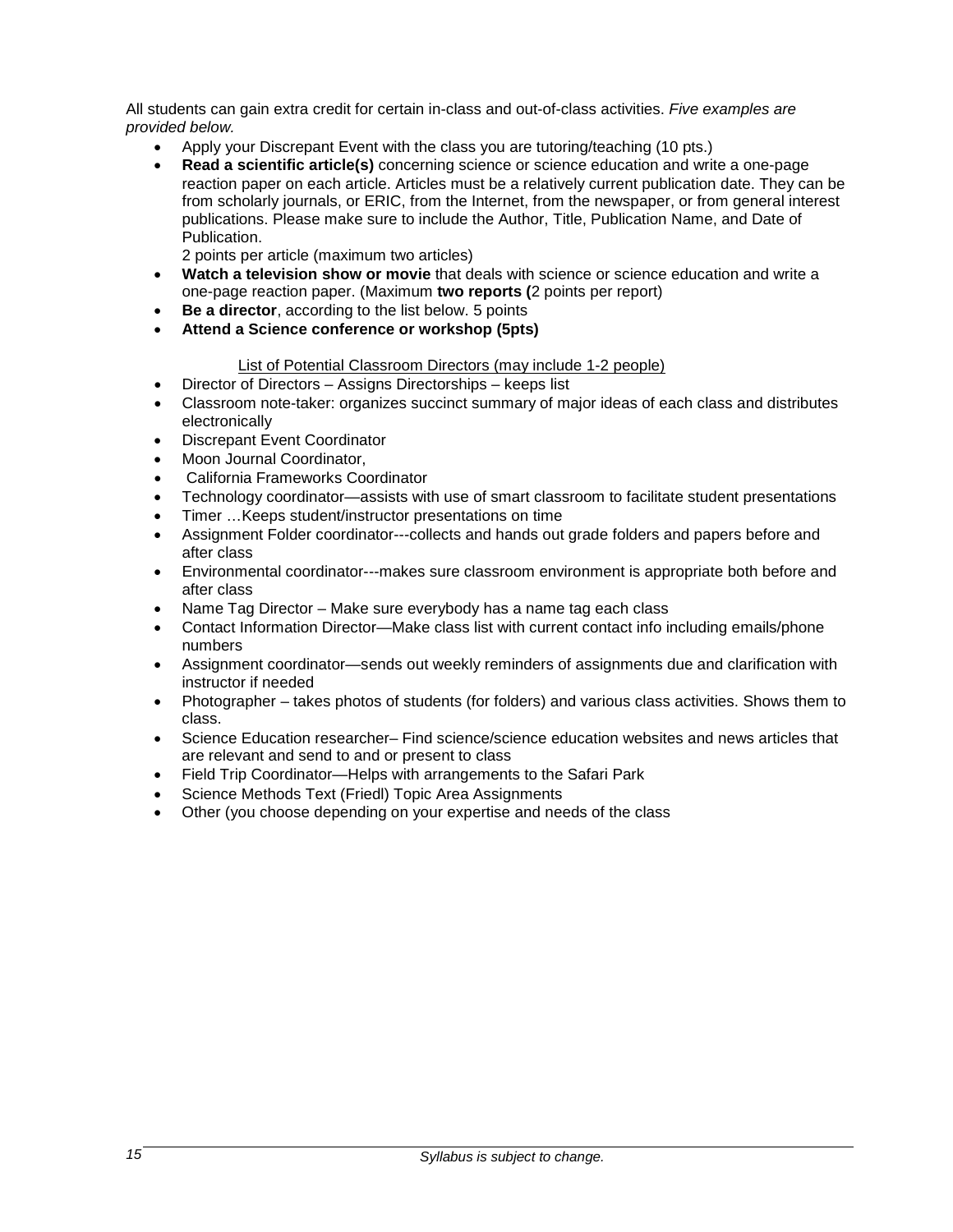All students can gain extra credit for certain in-class and out-of-class activities. *Five examples are provided below.*

- Apply your Discrepant Event with the class you are tutoring/teaching (10 pts.)
- **Read a scientific article(s)** concerning science or science education and write a one-page reaction paper on each article. Articles must be a relatively current publication date. They can be from scholarly journals, or ERIC, from the Internet, from the newspaper, or from general interest publications. Please make sure to include the Author, Title, Publication Name, and Date of Publication.
  2 points per article (maximum two articles)
- **Watch a television show or movie** that deals with science or science education and write a one-page reaction paper. (Maximum **two reports (**2 points per report)
- **Be a director**, according to the list below. 5 points
- **Attend a Science conference or workshop (5pts)**

<u>List of Potential Classroom Directors (may include 1-2 people)</u>

- Director of Directors – Assigns Directorships – keeps list
- Classroom note-taker: organizes succinct summary of major ideas of each class and distributes electronically
- Discrepant Event Coordinator
- Moon Journal Coordinator,
- California Frameworks Coordinator
- Technology coordinator—assists with use of smart classroom to facilitate student presentations
- Timer …Keeps student/instructor presentations on time
- Assignment Folder coordinator---collects and hands out grade folders and papers before and after class
- Environmental coordinator---makes sure classroom environment is appropriate both before and after class
- Name Tag Director – Make sure everybody has a name tag each class
- Contact Information Director—Make class list with current contact info including emails/phone numbers
- Assignment coordinator—sends out weekly reminders of assignments due and clarification with instructor if needed
- Photographer – takes photos of students (for folders) and various class activities. Shows them to class.
- Science Education researcher– Find science/science education websites and news articles that are relevant and send to and or present to class
- Field Trip Coordinator—Helps with arrangements to the Safari Park
- Science Methods Text (Friedl) Topic Area Assignments
- Other (you choose depending on your expertise and needs of the class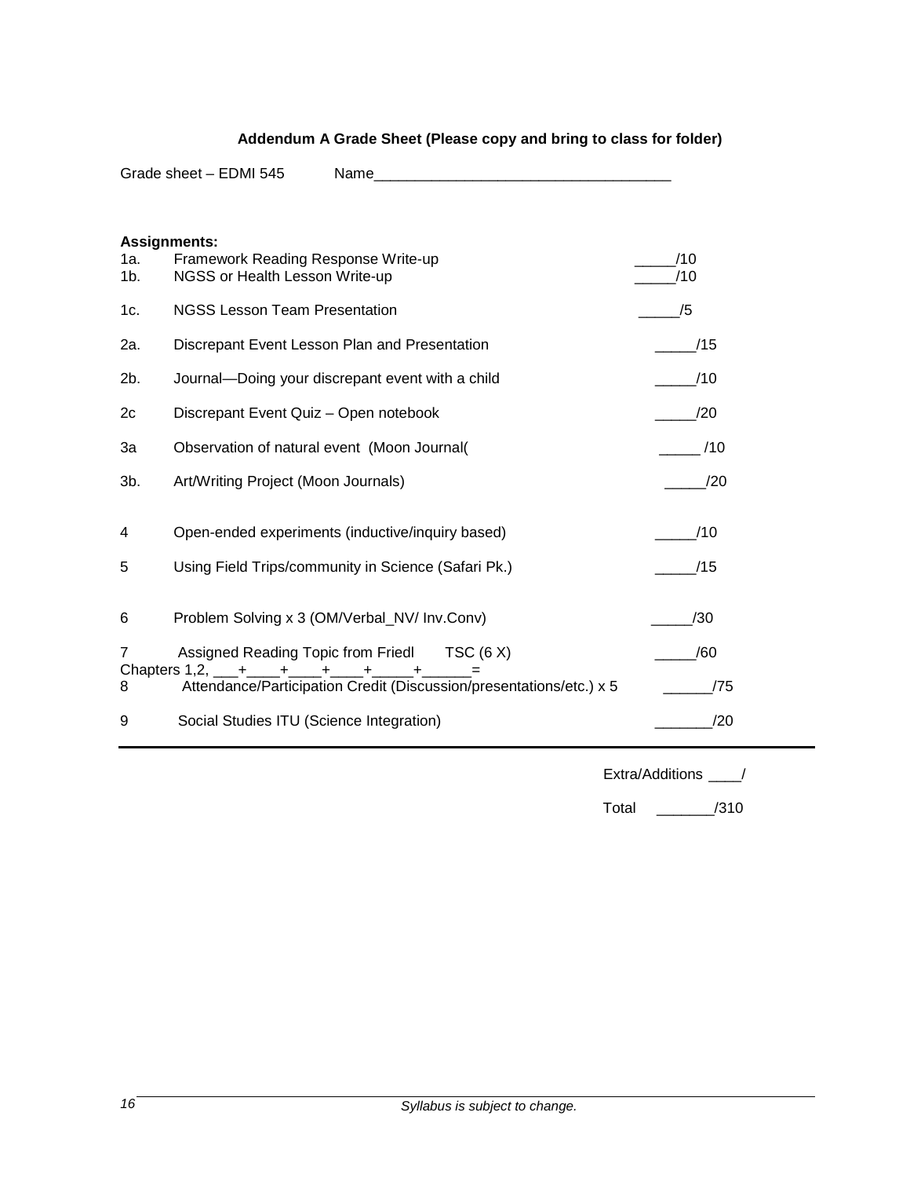**Addendum A Grade Sheet (Please copy and bring to class for folder)**

Grade sheet – EDMI 545 Name____________________________________

**Assignments:**

| | | |
|---|---|---|
| 1a. | Framework Reading Response Write-up | _____/10 |
| 1b. | NGSS or Health Lesson Write-up | _____/10 |
| 1c. | NGSS Lesson Team Presentation | _____/5 |
| 2a. | Discrepant Event Lesson Plan and Presentation | _____/15 |
| 2b. | Journal—Doing your discrepant event with a child | _____/10 |
| 2c | Discrepant Event Quiz – Open notebook | _____/20 |
| 3a | Observation of natural event (Moon Journal( | _____ /10 |
| 3b. | Art/Writing Project (Moon Journals) | _____/20 |
| 4 | Open-ended experiments (inductive/inquiry based) | _____/10 |
| 5 | Using Field Trips/community in Science (Safari Pk.) | _____/15 |
| 6 | Problem Solving x 3 (OM/Verbal_NV/ Inv.Conv) | _____/30 |
| 7 | Assigned Reading Topic from Friedl TSC (6 X) Chapters 1,2, ___+____+____+____+_____+______= | _____/60 |
| 8 | Attendance/Participation Credit (Discussion/presentations/etc.) x 5 | ______/75 |
| 9 | Social Studies ITU (Science Integration) | _______/20 |

Extra/Additions ____/

Total _______/310

*Syllabus is subject to change.*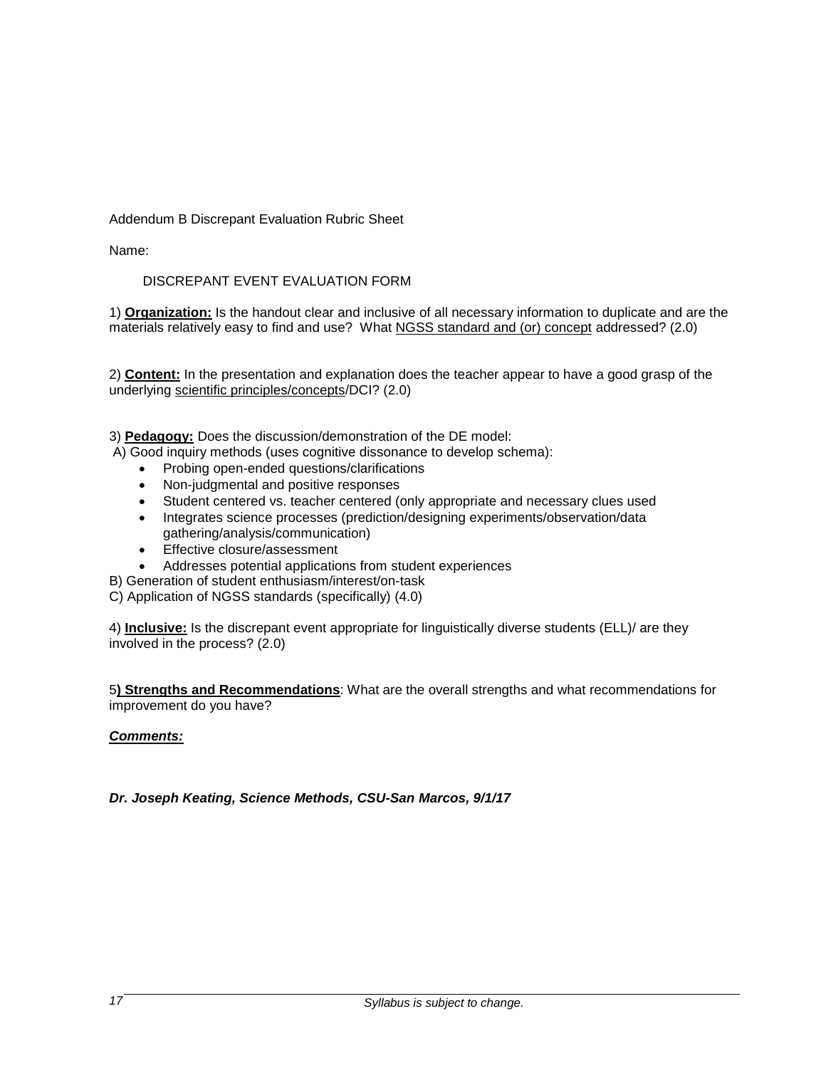Addendum B Discrepant Evaluation Rubric Sheet

Name:

DISCREPANT EVENT EVALUATION FORM

1) **Organization:** Is the handout clear and inclusive of all necessary information to duplicate and are the materials relatively easy to find and use? What NGSS standard and (or) concept addressed? (2.0)

2) **Content:** In the presentation and explanation does the teacher appear to have a good grasp of the underlying scientific principles/concepts/DCI? (2.0)

3) **Pedagogy:** Does the discussion/demonstration of the DE model:

A) Good inquiry methods (uses cognitive dissonance to develop schema):

- Probing open-ended questions/clarifications
- Non-judgmental and positive responses
- Student centered vs. teacher centered (only appropriate and necessary clues used
- Integrates science processes (prediction/designing experiments/observation/data gathering/analysis/communication)
- Effective closure/assessment
- Addresses potential applications from student experiences

B) Generation of student enthusiasm/interest/on-task

C) Application of NGSS standards (specifically) (4.0)

4) **Inclusive:** Is the discrepant event appropriate for linguistically diverse students (ELL)/ are they involved in the process? (2.0)

5**) Strengths and Recommendations**: What are the overall strengths and what recommendations for improvement do you have?

***Comments:***

***Dr. Joseph Keating, Science Methods, CSU-San Marcos, 9/1/17***